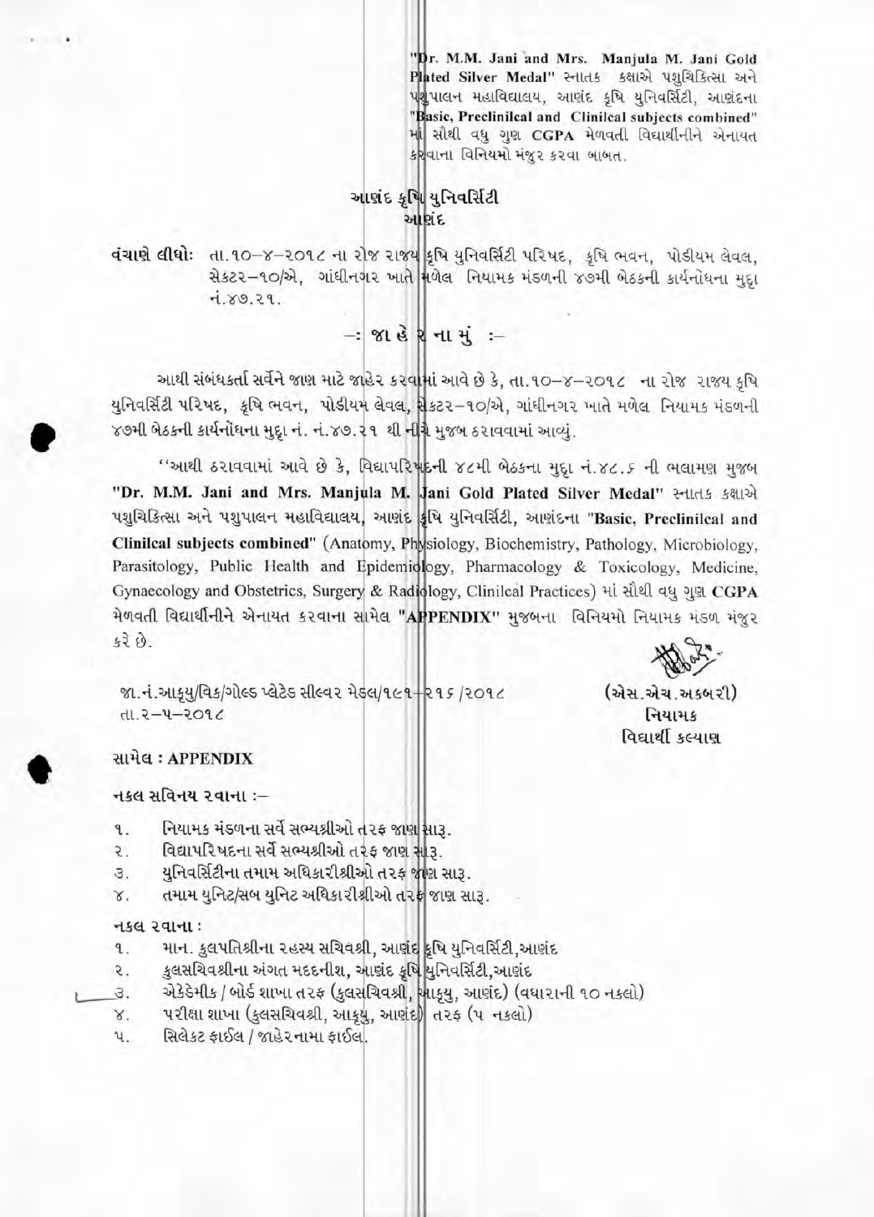"Dr. M.M. Jani and Mrs. Manjula M. Jani Gold Plated Silver Medal" સ્નાતક કક્ષાએ પશુચિકિત્સા અને પશુપાલન મહાવિદ્યાલય, આણંદ કૃષિ યુનિવર્સિટી, આણંદના "Basic, Preclinilcal and Clinilcal subjects combined" માં સૌથી વધુ ગુણ CGPA મેળવતી વિદ્યાર્થીનીને એનાયત કરવાના વિનિયમો મંજુર કરવા બાબત.

# આણંદ કૃષિ યુનિવર્સિટી
## આણંદ

**વંચાણે લીધોઃ** તા.૧૦–૪–૨૦૧૮ ના રોજ રાજ્ય કૃષિ યુનિવર્સિટી પરિષદ, કૃષિ ભવન, પોડીયમ લેવલ, સેક્ટર–૧૦/એ, ગાંધીનગર ખાતે મળેલ નિયામક મંડળની ૪૭મી બેઠકની કાર્યનોંધના મુદ્દા નં.૪૭.૨૧.

## –: જા હે ર ના મું :–

આથી સંબંધકર્તા સર્વેને જાણ માટે જાહેર કરવામાં આવે છે કે, તા.૧૦–૪–૨૦૧૮ ના રોજ રાજ્ય કૃષિ યુનિવર્સિટી પરિષદ, કૃષિ ભવન, પોડીયમ લેવલ, સેક્ટર–૧૦/એ, ગાંધીનગર ખાતે મળેલ નિયામક મંડળની ૪૭મી બેઠકની કાર્યનોંધના મુદ્દા નં. નં.૪૭.૨૧ થી નીચે મુજબ ઠરાવવામાં આવ્યું.

"આથી ઠરાવવામાં આવે છે કે, વિદ્યાપરિષદની ૪૮મી બેઠકના મુદ્દા નં.૪૮.૬ ની ભલામણ મુજબ **"Dr. M.M. Jani and Mrs. Manjula M. Jani Gold Plated Silver Medal"** સ્નાતક કક્ષાએ પશુચિકિત્સા અને પશુપાલન મહાવિદ્યાલય, આણંદ કૃષિ યુનિવર્સિટી, આણંદના **"Basic, Preclinilcal and Clinilcal subjects combined"** (Anatomy, Physiology, Biochemistry, Pathology, Microbiology, Parasitology, Public Health and Epidemiology, Pharmacology & Toxicology, Medicine, Gynaecology and Obstetrics, Surgery & Radiology, Clinilcal Practices) માં સૌથી વધુ ગુણ **CGPA** મેળવતી વિદ્યાર્થીનીને એનાયત કરવાના સામેલ **"APPENDIX"** મુજબના વિનિયમો નિયામક મંડળ મંજુર કરે છે.

જા.નં.આકૃયુ/વિક/ગોલ્ડ પ્લેટેડ સીલ્વર મેડલ/૧૯૧–૨૧૬/૨૦૧૮
તા.૨–૫–૨૦૧૮

(એસ.એચ.અકબરી)
નિયામક
વિદ્યાર્થી કલ્યાણ

**સામેલ : APPENDIX**

**નકલ સવિનય રવાના :–**

૧. નિયામક મંડળના સર્વે સભ્યશ્રીઓ તરફ જાણ સારૂ.
૨. વિદ્યાપરિષદના સર્વે સભ્યશ્રીઓ તરફ જાણ સારૂ.
૩. યુનિવર્સિટીના તમામ અધિકારીશ્રીઓ તરફ જાણ સારૂ.
૪. તમામ યુનિટ/સબ યુનિટ અધિકારીશ્રીઓ તરફ જાણ સારૂ.

**નકલ રવાના :**

૧. માન. કુલપતિશ્રીના રહસ્ય સચિવશ્રી, આણંદ કૃષિ યુનિવર્સિટી,આણંદ
૨. કુલસચિવશ્રીના અંગત મદદનીશ, આણંદ કૃષિ યુનિવર્સિટી,આણંદ
૩. એકેડેમીક / બોર્ડ શાખા તરફ (કુલસચિવશ્રી, આકૃયુ, આણંદ) (વધારાની ૧૦ નકલો)
૪. પરીક્ષા શાખા (કુલસચિવશ્રી, આકૃયુ, આણંદ) તરફ (૫ નકલો)
૫. સિલેકટ ફાઈલ / જાહેરનામા ફાઈલ.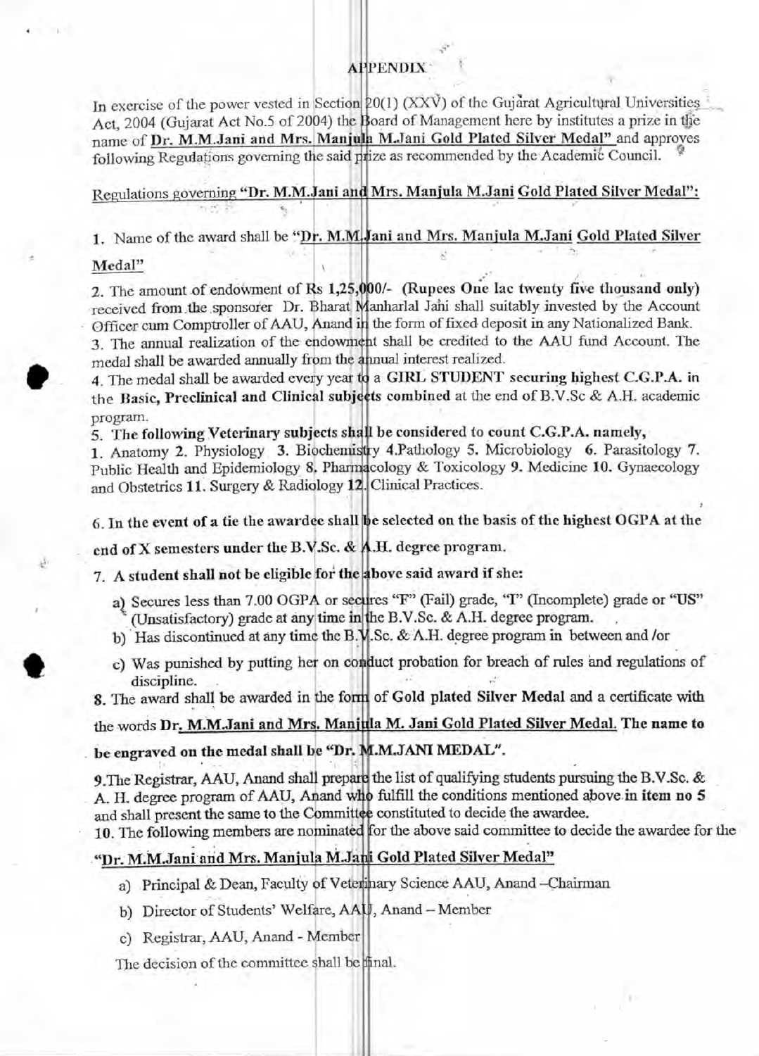# APPENDIX

In exercise of the power vested in Section 20(1) (XXV) of the Gujarat Agricultural Universities Act, 2004 (Gujarat Act No.5 of 2004) the Board of Management here by institutes a prize in the name of **Dr. M.M.Jani and Mrs. Manjula M.Jani Gold Plated Silver Medal"** and approves following Regulations governing the said prize as recommended by the Academic Council.

Regulations governing **"Dr. M.M.Jani and Mrs. Manjula M.Jani Gold Plated Silver Medal":**

1. Name of the award shall be **"Dr. M.M.Jani and Mrs. Manjula M.Jani Gold Plated Silver Medal"**

2. The amount of endowment of Rs **1,25,000/-** **(Rupees One lac twenty five thousand only)** received from the sponsorer Dr. Bharat Manharlal Jani shall suitably invested by the Account Officer cum Comptroller of AAU, Anand in the form of fixed deposit in any Nationalized Bank.

3. The annual realization of the endowment shall be credited to the AAU fund Account. The medal shall be awarded annually from the annual interest realized.

4. The medal shall be awarded every year to a **GIRL STUDENT** securing highest **C.G.P.A.** in the **Basic, Preclinical and Clinical subjects combined** at the end of B.V.Sc & A.H. academic program.

5. **The following Veterinary subjects shall be considered to count C.G.P.A. namely,**
**1.** Anatomy **2.** Physiology **3.** Biochemistry **4.**Pathology **5.** Microbiology **6.** Parasitology **7.** Public Health and Epidemiology **8.** Pharmacology & Toxicology **9.** Medicine **10.** Gynaecology and Obstetrics **11.** Surgery & Radiology **12.** Clinical Practices.

6. **In the event of a tie the awardee shall be selected on the basis of the highest OGPA at the end of X semesters under the B.V.Sc. & A.H. degree program.**

7. **A student shall not be eligible for the above said award if she:**

   a) Secures less than 7.00 OGPA or secures "F" (Fail) grade, "I" (Incomplete) grade or "US" (Unsatisfactory) grade at any time in the B.V.Sc. & A.H. degree program.

   b) Has discontinued at any time the B.V.Sc. & A.H. degree program in between and /or

   c) Was punished by putting her on conduct probation for breach of rules and regulations of discipline.

8. The award shall be awarded in the form of **Gold plated Silver Medal** and a certificate with the words **Dr. M.M.Jani and Mrs. Manjula M. Jani Gold Plated Silver Medal. The name to be engraved on the medal shall be "Dr. M.M.JANI MEDAL".**

9. The Registrar, AAU, Anand shall prepare the list of qualifying students pursuing the B.V.Sc. & A. H. degree program of AAU, Anand who fulfill the conditions mentioned above in **item no 5** and shall present the same to the Committee constituted to decide the awardee.

10. The following members are nominated for the above said committee to decide the awardee for the **"Dr. M.M.Jani and Mrs. Manjula M.Jani Gold Plated Silver Medal"**

   a) Principal & Dean, Faculty of Veterinary Science AAU, Anand –Chairman

   b) Director of Students' Welfare, AAU, Anand – Member

   c) Registrar, AAU, Anand - Member

The decision of the committee shall be final.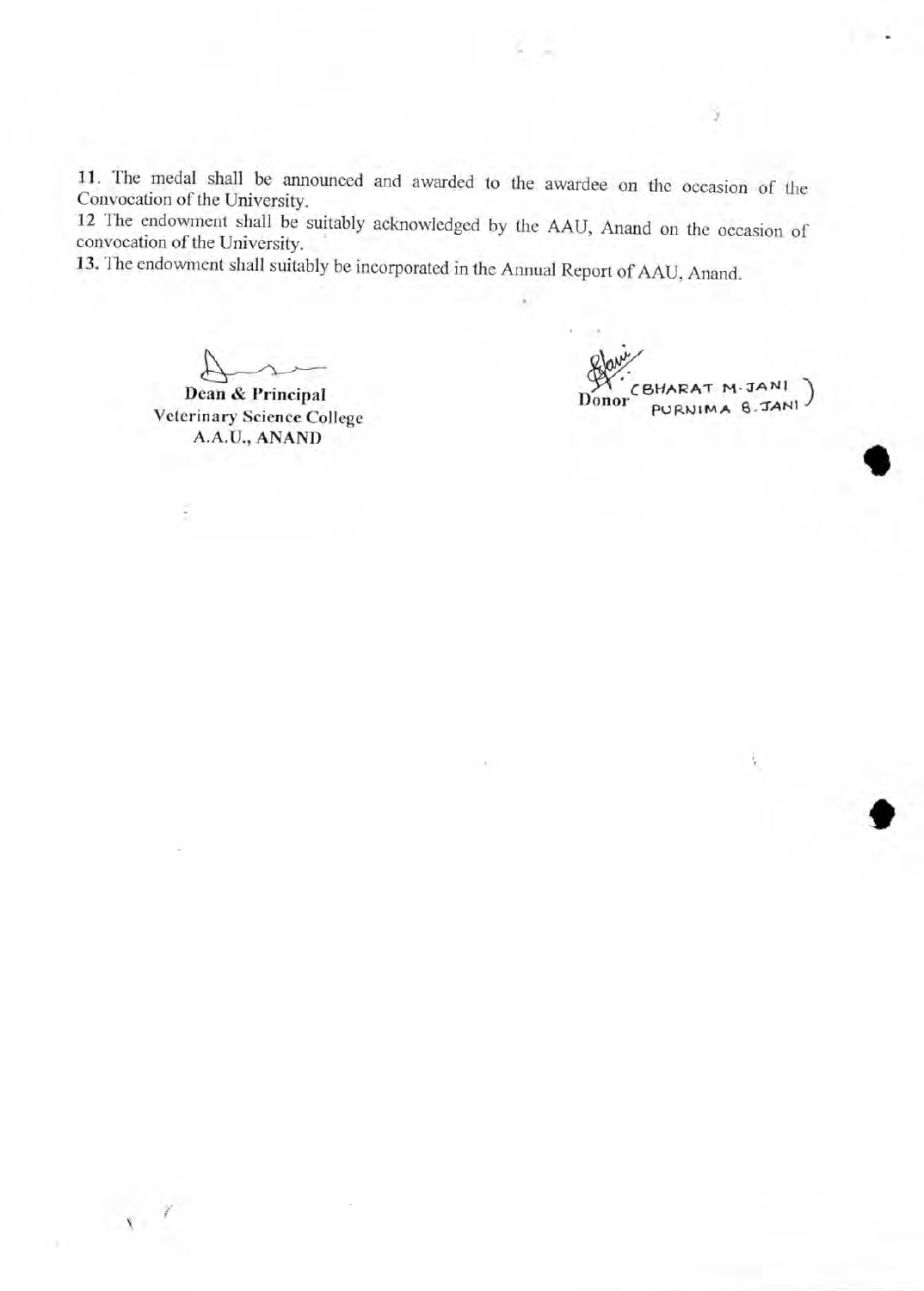11. The medal shall be announced and awarded to the awardee on the occasion of the Convocation of the University.

12 The endowment shall be suitably acknowledged by the AAU, Anand on the occasion of convocation of the University.

13. The endowment shall suitably be incorporated in the Annual Report of AAU, Anand.

**Dean & Principal**
**Veterinary Science College**
**A.A.U., ANAND**

**Donor** (BHARAT M. JANI
PURNIMA B. JANI)